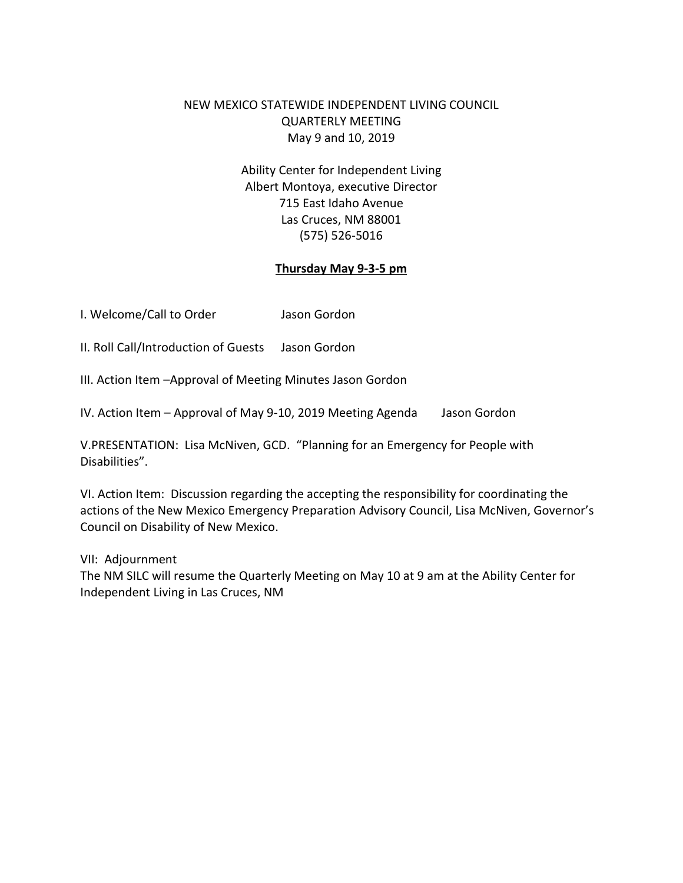NEW MEXICO STATEWIDE INDEPENDENT LIVING COUNCIL
QUARTERLY MEETING
May 9 and 10, 2019

Ability Center for Independent Living
Albert Montoya, executive Director
715 East Idaho Avenue
Las Cruces, NM 88001
(575) 526-5016

**Thursday May 9-3-5 pm**

I. Welcome/Call to Order Jason Gordon

II. Roll Call/Introduction of Guests Jason Gordon

III. Action Item –Approval of Meeting Minutes Jason Gordon

IV. Action Item – Approval of May 9-10, 2019 Meeting Agenda Jason Gordon

V.PRESENTATION: Lisa McNiven, GCD. "Planning for an Emergency for People with Disabilities".

VI. Action Item: Discussion regarding the accepting the responsibility for coordinating the actions of the New Mexico Emergency Preparation Advisory Council, Lisa McNiven, Governor's Council on Disability of New Mexico.

VII: Adjournment
The NM SILC will resume the Quarterly Meeting on May 10 at 9 am at the Ability Center for Independent Living in Las Cruces, NM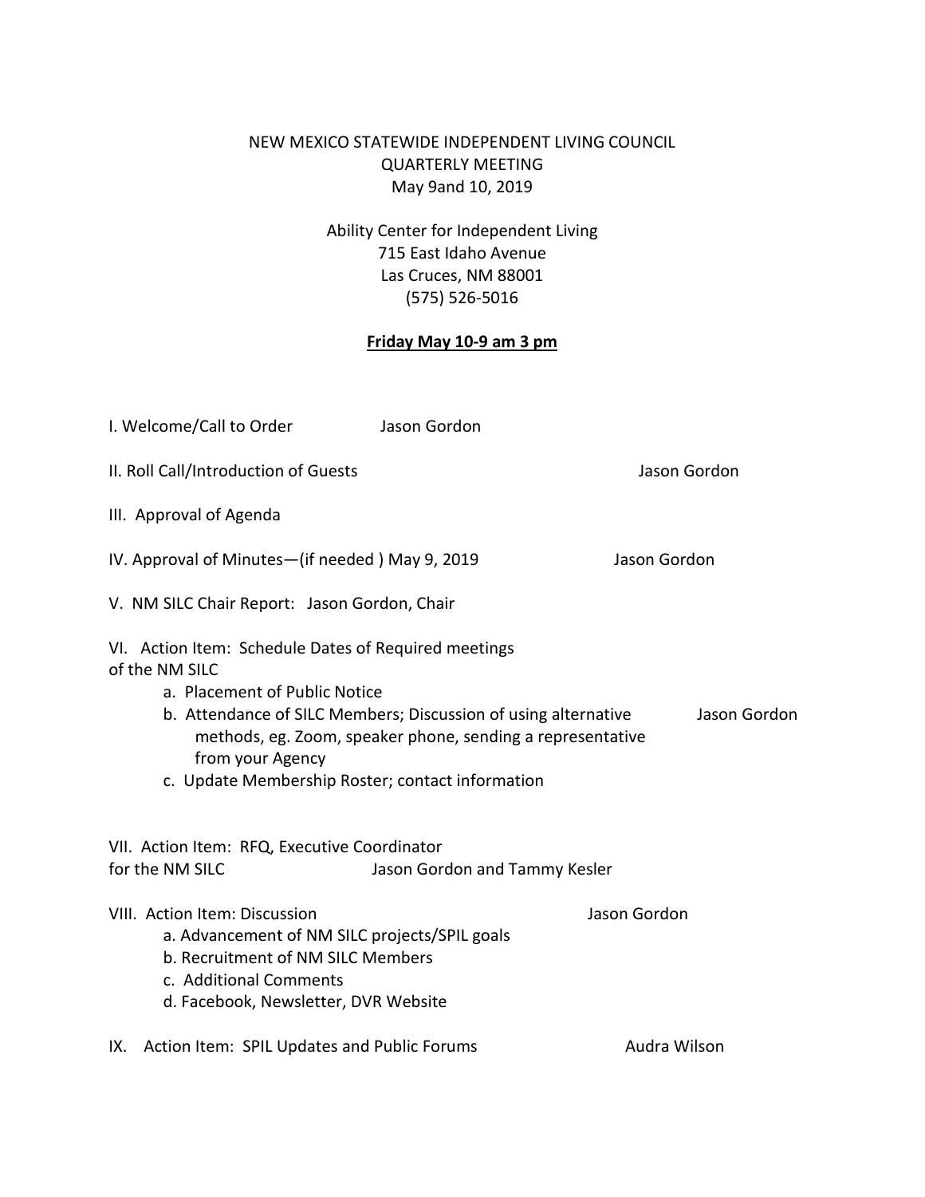NEW MEXICO STATEWIDE INDEPENDENT LIVING COUNCIL
QUARTERLY MEETING
May 9and 10, 2019

Ability Center for Independent Living
715 East Idaho Avenue
Las Cruces, NM 88001
(575) 526-5016

**Friday May 10-9 am 3 pm**

I. Welcome/Call to Order — Jason Gordon

II. Roll Call/Introduction of Guests — Jason Gordon

III. Approval of Agenda

IV. Approval of Minutes—(if needed ) May 9, 2019 — Jason Gordon

V. NM SILC Chair Report: Jason Gordon, Chair

VI. Action Item: Schedule Dates of Required meetings of the NM SILC

- a. Placement of Public Notice
- b. Attendance of SILC Members; Discussion of using alternative methods, eg. Zoom, speaker phone, sending a representative from your Agency — Jason Gordon
- c. Update Membership Roster; contact information

VII. Action Item: RFQ, Executive Coordinator for the NM SILC — Jason Gordon and Tammy Kesler

VIII. Action Item: Discussion — Jason Gordon

- a. Advancement of NM SILC projects/SPIL goals
- b. Recruitment of NM SILC Members
- c. Additional Comments
- d. Facebook, Newsletter, DVR Website

IX. Action Item: SPIL Updates and Public Forums — Audra Wilson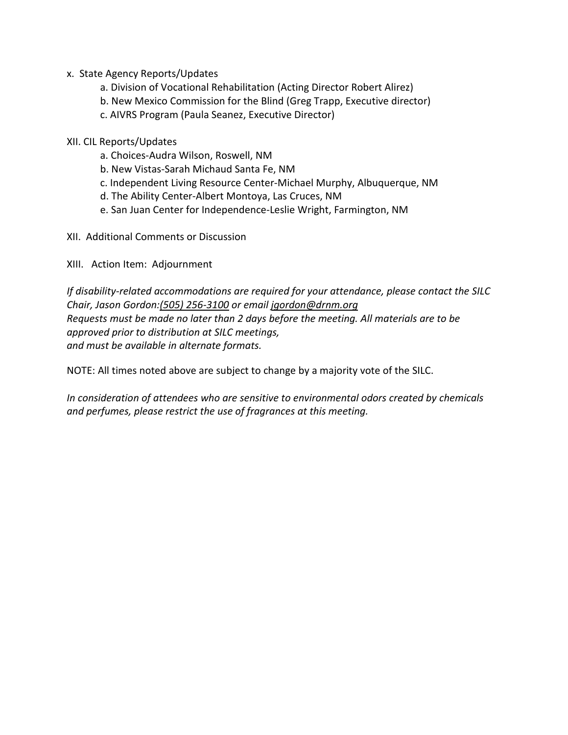x. State Agency Reports/Updates

a. Division of Vocational Rehabilitation (Acting Director Robert Alirez)
b. New Mexico Commission for the Blind (Greg Trapp, Executive director)
c. AIVRS Program (Paula Seanez, Executive Director)

XII. CIL Reports/Updates

a. Choices-Audra Wilson, Roswell, NM
b. New Vistas-Sarah Michaud Santa Fe, NM
c. Independent Living Resource Center-Michael Murphy, Albuquerque, NM
d. The Ability Center-Albert Montoya, Las Cruces, NM
e. San Juan Center for Independence-Leslie Wright, Farmington, NM

XII. Additional Comments or Discussion

XIII. Action Item: Adjournment

*If disability-related accommodations are required for your attendance, please contact the SILC Chair, Jason Gordon:(505) 256-3100 or email jgordon@drnm.org*
*Requests must be made no later than 2 days before the meeting. All materials are to be approved prior to distribution at SILC meetings,*
*and must be available in alternate formats.*

NOTE: All times noted above are subject to change by a majority vote of the SILC.

*In consideration of attendees who are sensitive to environmental odors created by chemicals and perfumes, please restrict the use of fragrances at this meeting.*